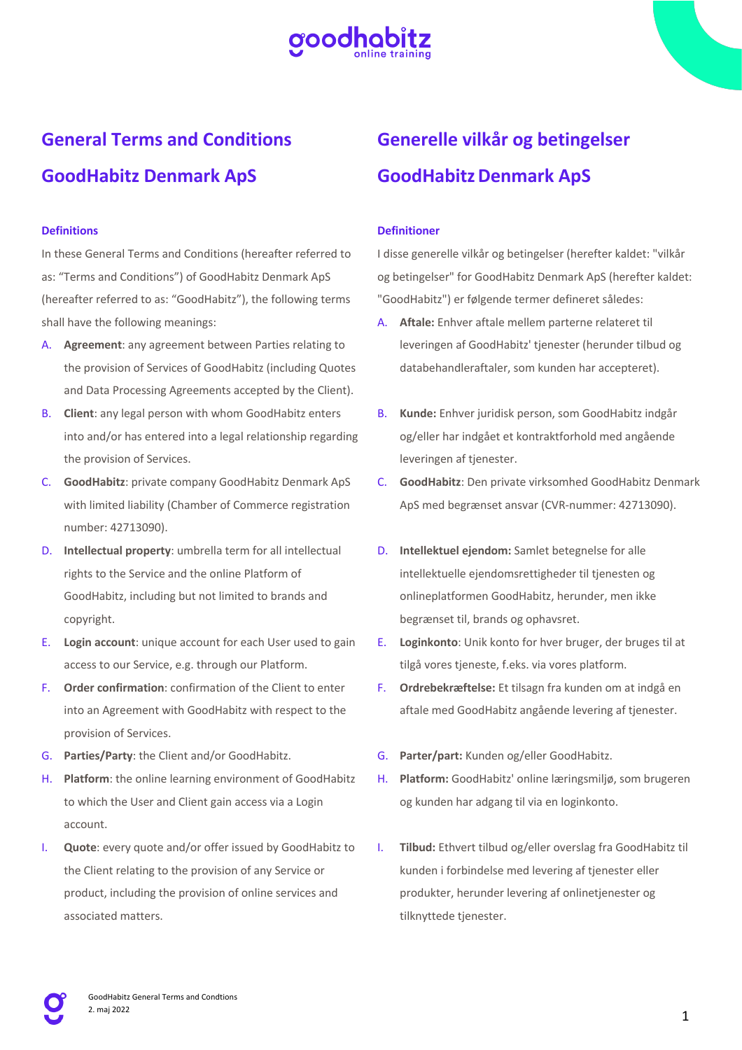# General Terms and Conditions

# GoodHabitz Denmark ApS

### Definitions

In these General Terms and Conditions (hereafter referred to as: “Terms and Conditions”) of GoodHabitz Denmark ApS (hereafter referred to as: “GoodHabitz”), the following terms shall have the following meanings:

A. **Agreement**: any agreement between Parties relating to the provision of Services of GoodHabitz (including Quotes and Data Processing Agreements accepted by the Client).

B. **Client**: any legal person with whom GoodHabitz enters into and/or has entered into a legal relationship regarding the provision of Services.

C. **GoodHabitz**: private company GoodHabitz Denmark ApS with limited liability (Chamber of Commerce registration number: 42713090).

D. **Intellectual property**: umbrella term for all intellectual rights to the Service and the online Platform of GoodHabitz, including but not limited to brands and copyright.

E. **Login account**: unique account for each User used to gain access to our Service, e.g. through our Platform.

F. **Order confirmation**: confirmation of the Client to enter into an Agreement with GoodHabitz with respect to the provision of Services.

G. **Parties/Party**: the Client and/or GoodHabitz.

H. **Platform**: the online learning environment of GoodHabitz to which the User and Client gain access via a Login account.

I. **Quote**: every quote and/or offer issued by GoodHabitz to the Client relating to the provision of any Service or product, including the provision of online services and associated matters.

# Generelle vilkår og betingelser

# GoodHabitz Denmark ApS

### Definitioner

I disse generelle vilkår og betingelser (herefter kaldet: "vilkår og betingelser" for GoodHabitz Denmark ApS (herefter kaldet: "GoodHabitz") er følgende termer defineret således:

A. **Aftale:** Enhver aftale mellem parterne relateret til leveringen af GoodHabitz' tjenester (herunder tilbud og databehandleraftaler, som kunden har accepteret).

B. **Kunde:** Enhver juridisk person, som GoodHabitz indgår og/eller har indgået et kontraktforhold med angående leveringen af tjenester.

C. **GoodHabitz**: Den private virksomhed GoodHabitz Denmark ApS med begrænset ansvar (CVR-nummer: 42713090).

D. **Intellektuel ejendom:** Samlet betegnelse for alle intellektuelle ejendomsrettigheder til tjenesten og onlineplatformen GoodHabitz, herunder, men ikke begrænset til, brands og ophavsret.

E. **Loginkonto**: Unik konto for hver bruger, der bruges til at tilgå vores tjeneste, f.eks. via vores platform.

F. **Ordrebekræftelse:** Et tilsagn fra kunden om at indgå en aftale med GoodHabitz angående levering af tjenester.

G. **Parter/part:** Kunden og/eller GoodHabitz.

H. **Platform:** GoodHabitz' online læringsmiljø, som brugeren og kunden har adgang til via en loginkonto.

I. **Tilbud:** Ethvert tilbud og/eller overslag fra GoodHabitz til kunden i forbindelse med levering af tjenester eller produkter, herunder levering af onlinetjenester og tilknyttede tjenester.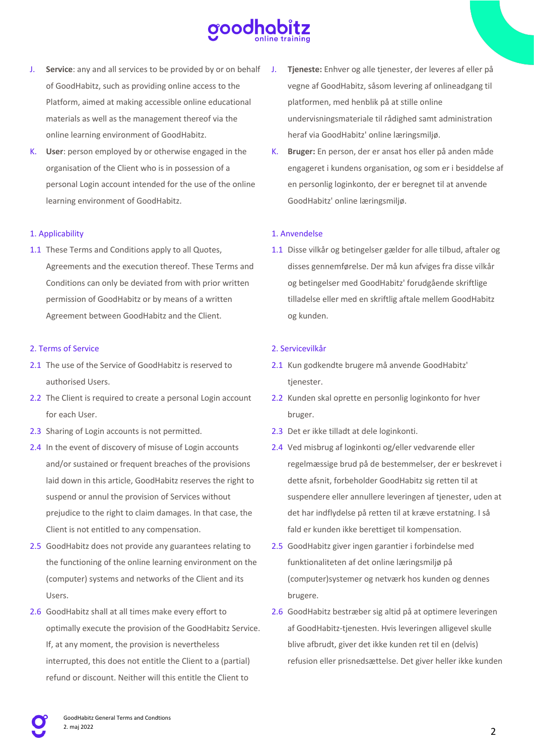J. **Service**: any and all services to be provided by or on behalf of GoodHabitz, such as providing online access to the Platform, aimed at making accessible online educational materials as well as the management thereof via the online learning environment of GoodHabitz.

K. **User**: person employed by or otherwise engaged in the organisation of the Client who is in possession of a personal Login account intended for the use of the online learning environment of GoodHabitz.

## 1. Applicability

1.1 These Terms and Conditions apply to all Quotes, Agreements and the execution thereof. These Terms and Conditions can only be deviated from with prior written permission of GoodHabitz or by means of a written Agreement between GoodHabitz and the Client.

## 2. Terms of Service

2.1 The use of the Service of GoodHabitz is reserved to authorised Users.

2.2 The Client is required to create a personal Login account for each User.

2.3 Sharing of Login accounts is not permitted.

2.4 In the event of discovery of misuse of Login accounts and/or sustained or frequent breaches of the provisions laid down in this article, GoodHabitz reserves the right to suspend or annul the provision of Services without prejudice to the right to claim damages. In that case, the Client is not entitled to any compensation.

2.5 GoodHabitz does not provide any guarantees relating to the functioning of the online learning environment on the (computer) systems and networks of the Client and its Users.

2.6 GoodHabitz shall at all times make every effort to optimally execute the provision of the GoodHabitz Service. If, at any moment, the provision is nevertheless interrupted, this does not entitle the Client to a (partial) refund or discount. Neither will this entitle the Client to

J. **Tjeneste:** Enhver og alle tjenester, der leveres af eller på vegne af GoodHabitz, såsom levering af onlineadgang til platformen, med henblik på at stille online undervisningsmateriale til rådighed samt administration heraf via GoodHabitz' online læringsmiljø.

K. **Bruger:** En person, der er ansat hos eller på anden måde engageret i kundens organisation, og som er i besiddelse af en personlig loginkonto, der er beregnet til at anvende GoodHabitz' online læringsmiljø.

## 1. Anvendelse

1.1 Disse vilkår og betingelser gælder for alle tilbud, aftaler og disses gennemførelse. Der må kun afviges fra disse vilkår og betingelser med GoodHabitz' forudgående skriftlige tilladelse eller med en skriftlig aftale mellem GoodHabitz og kunden.

## 2. Servicevilkår

2.1 Kun godkendte brugere må anvende GoodHabitz' tjenester.

2.2 Kunden skal oprette en personlig loginkonto for hver bruger.

2.3 Det er ikke tilladt at dele loginkonti.

2.4 Ved misbrug af loginkonti og/eller vedvarende eller regelmæssige brud på de bestemmelser, der er beskrevet i dette afsnit, forbeholder GoodHabitz sig retten til at suspendere eller annullere leveringen af tjenester, uden at det har indflydelse på retten til at kræve erstatning. I så fald er kunden ikke berettiget til kompensation.

2.5 GoodHabitz giver ingen garantier i forbindelse med funktionaliteten af det online læringsmiljø på (computer)systemer og netværk hos kunden og dennes brugere.

2.6 GoodHabitz bestræber sig altid på at optimere leveringen af GoodHabitz-tjenesten. Hvis leveringen alligevel skulle blive afbrudt, giver det ikke kunden ret til en (delvis) refusion eller prisnedsættelse. Det giver heller ikke kunden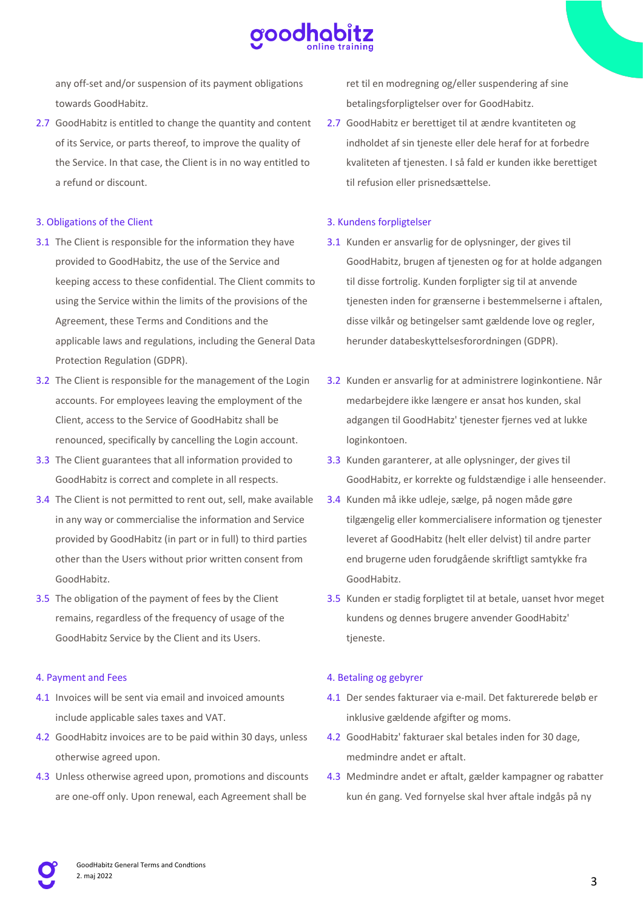any off-set and/or suspension of its payment obligations towards GoodHabitz.

2.7 GoodHabitz is entitled to change the quantity and content of its Service, or parts thereof, to improve the quality of the Service. In that case, the Client is in no way entitled to a refund or discount.

## 3. Obligations of the Client

3.1 The Client is responsible for the information they have provided to GoodHabitz, the use of the Service and keeping access to these confidential. The Client commits to using the Service within the limits of the provisions of the Agreement, these Terms and Conditions and the applicable laws and regulations, including the General Data Protection Regulation (GDPR).

3.2 The Client is responsible for the management of the Login accounts. For employees leaving the employment of the Client, access to the Service of GoodHabitz shall be renounced, specifically by cancelling the Login account.

3.3 The Client guarantees that all information provided to GoodHabitz is correct and complete in all respects.

3.4 The Client is not permitted to rent out, sell, make available in any way or commercialise the information and Service provided by GoodHabitz (in part or in full) to third parties other than the Users without prior written consent from GoodHabitz.

3.5 The obligation of the payment of fees by the Client remains, regardless of the frequency of usage of the GoodHabitz Service by the Client and its Users.

## 4. Payment and Fees

4.1 Invoices will be sent via email and invoiced amounts include applicable sales taxes and VAT.

4.2 GoodHabitz invoices are to be paid within 30 days, unless otherwise agreed upon.

4.3 Unless otherwise agreed upon, promotions and discounts are one-off only. Upon renewal, each Agreement shall be

ret til en modregning og/eller suspendering af sine betalingsforpligtelser over for GoodHabitz.

2.7 GoodHabitz er berettiget til at ændre kvantiteten og indholdet af sin tjeneste eller dele heraf for at forbedre kvaliteten af tjenesten. I så fald er kunden ikke berettiget til refusion eller prisnedsættelse.

## 3. Kundens forpligtelser

3.1 Kunden er ansvarlig for de oplysninger, der gives til GoodHabitz, brugen af tjenesten og for at holde adgangen til disse fortrolig. Kunden forpligter sig til at anvende tjenesten inden for grænserne i bestemmelserne i aftalen, disse vilkår og betingelser samt gældende love og regler, herunder databeskyttelsesforordningen (GDPR).

3.2 Kunden er ansvarlig for at administrere loginkontiene. Når medarbejdere ikke længere er ansat hos kunden, skal adgangen til GoodHabitz' tjenester fjernes ved at lukke loginkontoen.

3.3 Kunden garanterer, at alle oplysninger, der gives til GoodHabitz, er korrekte og fuldstændige i alle henseender.

3.4 Kunden må ikke udleje, sælge, på nogen måde gøre tilgængelig eller kommercialisere information og tjenester leveret af GoodHabitz (helt eller delvist) til andre parter end brugerne uden forudgående skriftligt samtykke fra GoodHabitz.

3.5 Kunden er stadig forpligtet til at betale, uanset hvor meget kundens og dennes brugere anvender GoodHabitz' tjeneste.

## 4. Betaling og gebyrer

4.1 Der sendes fakturaer via e-mail. Det fakturerede beløb er inklusive gældende afgifter og moms.

4.2 GoodHabitz' fakturaer skal betales inden for 30 dage, medmindre andet er aftalt.

4.3 Medmindre andet er aftalt, gælder kampagner og rabatter kun én gang. Ved fornyelse skal hver aftale indgås på ny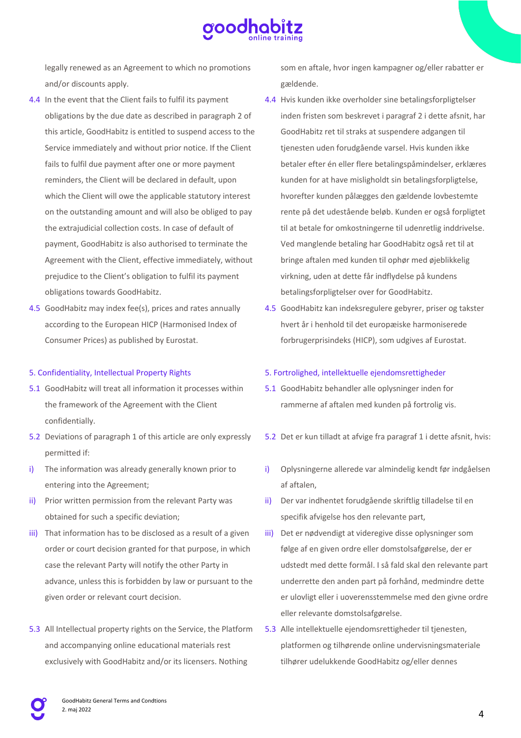legally renewed as an Agreement to which no promotions and/or discounts apply.

4.4 In the event that the Client fails to fulfil its payment obligations by the due date as described in paragraph 2 of this article, GoodHabitz is entitled to suspend access to the Service immediately and without prior notice. If the Client fails to fulfil due payment after one or more payment reminders, the Client will be declared in default, upon which the Client will owe the applicable statutory interest on the outstanding amount and will also be obliged to pay the extrajudicial collection costs. In case of default of payment, GoodHabitz is also authorised to terminate the Agreement with the Client, effective immediately, without prejudice to the Client's obligation to fulfil its payment obligations towards GoodHabitz.

4.5 GoodHabitz may index fee(s), prices and rates annually according to the European HICP (Harmonised Index of Consumer Prices) as published by Eurostat.

## 5. Confidentiality, Intellectual Property Rights

5.1 GoodHabitz will treat all information it processes within the framework of the Agreement with the Client confidentially.

5.2 Deviations of paragraph 1 of this article are only expressly permitted if:

i) The information was already generally known prior to entering into the Agreement;

ii) Prior written permission from the relevant Party was obtained for such a specific deviation;

iii) That information has to be disclosed as a result of a given order or court decision granted for that purpose, in which case the relevant Party will notify the other Party in advance, unless this is forbidden by law or pursuant to the given order or relevant court decision.

5.3 All Intellectual property rights on the Service, the Platform and accompanying online educational materials rest exclusively with GoodHabitz and/or its licensers. Nothing

som en aftale, hvor ingen kampagner og/eller rabatter er gældende.

4.4 Hvis kunden ikke overholder sine betalingsforpligtelser inden fristen som beskrevet i paragraf 2 i dette afsnit, har GoodHabitz ret til straks at suspendere adgangen til tjenesten uden forudgående varsel. Hvis kunden ikke betaler efter én eller flere betalingspåmindelser, erklæres kunden for at have misligholdt sin betalingsforpligtelse, hvorefter kunden pålægges den gældende lovbestemte rente på det udestående beløb. Kunden er også forpligtet til at betale for omkostningerne til udenretlig inddrivelse. Ved manglende betaling har GoodHabitz også ret til at bringe aftalen med kunden til ophør med øjeblikkelig virkning, uden at dette får indflydelse på kundens betalingsforpligtelser over for GoodHabitz.

4.5 GoodHabitz kan indeksregulere gebyrer, priser og takster hvert år i henhold til det europæiske harmoniserede forbrugerprisindeks (HICP), som udgives af Eurostat.

## 5. Fortrolighed, intellektuelle ejendomsrettigheder

5.1 GoodHabitz behandler alle oplysninger inden for rammerne af aftalen med kunden på fortrolig vis.

5.2 Det er kun tilladt at afvige fra paragraf 1 i dette afsnit, hvis:

i) Oplysningerne allerede var almindelig kendt før indgåelsen af aftalen,

ii) Der var indhentet forudgående skriftlig tilladelse til en specifik afvigelse hos den relevante part,

iii) Det er nødvendigt at videregive disse oplysninger som følge af en given ordre eller domstolsafgørelse, der er udstedt med dette formål. I så fald skal den relevante part underrette den anden part på forhånd, medmindre dette er ulovligt eller i uoverensstemmelse med den givne ordre eller relevante domstolsafgørelse.

5.3 Alle intellektuelle ejendomsrettigheder til tjenesten, platformen og tilhørende online undervisningsmateriale tilhører udelukkende GoodHabitz og/eller dennes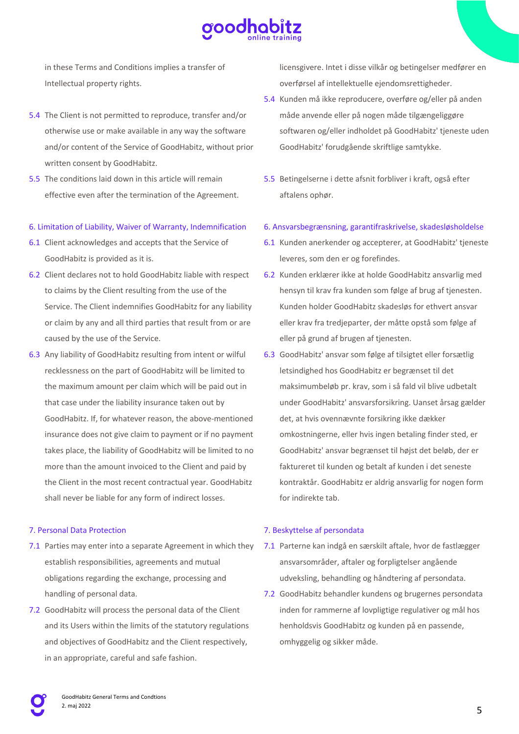in these Terms and Conditions implies a transfer of Intellectual property rights.

5.4 The Client is not permitted to reproduce, transfer and/or otherwise use or make available in any way the software and/or content of the Service of GoodHabitz, without prior written consent by GoodHabitz.

5.5 The conditions laid down in this article will remain effective even after the termination of the Agreement.

## 6. Limitation of Liability, Waiver of Warranty, Indemnification

6.1 Client acknowledges and accepts that the Service of GoodHabitz is provided as it is.

6.2 Client declares not to hold GoodHabitz liable with respect to claims by the Client resulting from the use of the Service. The Client indemnifies GoodHabitz for any liability or claim by any and all third parties that result from or are caused by the use of the Service.

6.3 Any liability of GoodHabitz resulting from intent or wilful recklessness on the part of GoodHabitz will be limited to the maximum amount per claim which will be paid out in that case under the liability insurance taken out by GoodHabitz. If, for whatever reason, the above-mentioned insurance does not give claim to payment or if no payment takes place, the liability of GoodHabitz will be limited to no more than the amount invoiced to the Client and paid by the Client in the most recent contractual year. GoodHabitz shall never be liable for any form of indirect losses.

## 7. Personal Data Protection

7.1 Parties may enter into a separate Agreement in which they establish responsibilities, agreements and mutual obligations regarding the exchange, processing and handling of personal data.

7.2 GoodHabitz will process the personal data of the Client and its Users within the limits of the statutory regulations and objectives of GoodHabitz and the Client respectively, in an appropriate, careful and safe fashion.

licensgivere. Intet i disse vilkår og betingelser medfører en overførsel af intellektuelle ejendomsrettigheder.

5.4 Kunden må ikke reproducere, overføre og/eller på anden måde anvende eller på nogen måde tilgængeliggøre softwaren og/eller indholdet på GoodHabitz' tjeneste uden GoodHabitz' forudgående skriftlige samtykke.

5.5 Betingelserne i dette afsnit forbliver i kraft, også efter aftalens ophør.

## 6. Ansvarsbegrænsning, garantifraskrivelse, skadesløsholdelse

6.1 Kunden anerkender og accepterer, at GoodHabitz' tjeneste leveres, som den er og forefindes.

6.2 Kunden erklærer ikke at holde GoodHabitz ansvarlig med hensyn til krav fra kunden som følge af brug af tjenesten. Kunden holder GoodHabitz skadesløs for ethvert ansvar eller krav fra tredjeparter, der måtte opstå som følge af eller på grund af brugen af tjenesten.

6.3 GoodHabitz' ansvar som følge af tilsigtet eller forsætlig letsindighed hos GoodHabitz er begrænset til det maksimumbeløb pr. krav, som i så fald vil blive udbetalt under GoodHabitz' ansvarsforsikring. Uanset årsag gælder det, at hvis ovennævnte forsikring ikke dækker omkostningerne, eller hvis ingen betaling finder sted, er GoodHabitz' ansvar begrænset til højst det beløb, der er faktureret til kunden og betalt af kunden i det seneste kontraktår. GoodHabitz er aldrig ansvarlig for nogen form for indirekte tab.

## 7. Beskyttelse af persondata

7.1 Parterne kan indgå en særskilt aftale, hvor de fastlægger ansvarsområder, aftaler og forpligtelser angående udveksling, behandling og håndtering af persondata.

7.2 GoodHabitz behandler kundens og brugernes persondata inden for rammerne af lovpligtige regulativer og mål hos henholdsvis GoodHabitz og kunden på en passende, omhyggelig og sikker måde.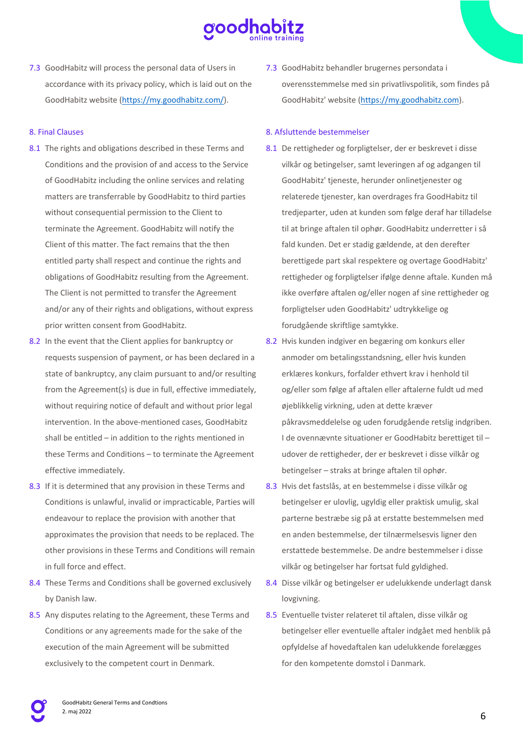7.3 GoodHabitz will process the personal data of Users in accordance with its privacy policy, which is laid out on the GoodHabitz website (https://my.goodhabitz.com/).

## 8. Final Clauses

8.1 The rights and obligations described in these Terms and Conditions and the provision of and access to the Service of GoodHabitz including the online services and relating matters are transferrable by GoodHabitz to third parties without consequential permission to the Client to terminate the Agreement. GoodHabitz will notify the Client of this matter. The fact remains that the then entitled party shall respect and continue the rights and obligations of GoodHabitz resulting from the Agreement. The Client is not permitted to transfer the Agreement and/or any of their rights and obligations, without express prior written consent from GoodHabitz.

8.2 In the event that the Client applies for bankruptcy or requests suspension of payment, or has been declared in a state of bankruptcy, any claim pursuant to and/or resulting from the Agreement(s) is due in full, effective immediately, without requiring notice of default and without prior legal intervention. In the above-mentioned cases, GoodHabitz shall be entitled – in addition to the rights mentioned in these Terms and Conditions – to terminate the Agreement effective immediately.

8.3 If it is determined that any provision in these Terms and Conditions is unlawful, invalid or impracticable, Parties will endeavour to replace the provision with another that approximates the provision that needs to be replaced. The other provisions in these Terms and Conditions will remain in full force and effect.

8.4 These Terms and Conditions shall be governed exclusively by Danish law.

8.5 Any disputes relating to the Agreement, these Terms and Conditions or any agreements made for the sake of the execution of the main Agreement will be submitted exclusively to the competent court in Denmark.

7.3 GoodHabitz behandler brugernes persondata i overensstemmelse med sin privatlivspolitik, som findes på GoodHabitz' website (https://my.goodhabitz.com).

## 8. Afsluttende bestemmelser

8.1 De rettigheder og forpligtelser, der er beskrevet i disse vilkår og betingelser, samt leveringen af og adgangen til GoodHabitz' tjeneste, herunder onlinetjenester og relaterede tjenester, kan overdrages fra GoodHabitz til tredjeparter, uden at kunden som følge deraf har tilladelse til at bringe aftalen til ophør. GoodHabitz underretter i så fald kunden. Det er stadig gældende, at den derefter berettigede part skal respektere og overtage GoodHabitz' rettigheder og forpligtelser ifølge denne aftale. Kunden må ikke overføre aftalen og/eller nogen af sine rettigheder og forpligtelser uden GoodHabitz' udtrykkelige og forudgående skriftlige samtykke.

8.2 Hvis kunden indgiver en begæring om konkurs eller anmoder om betalingsstandsning, eller hvis kunden erklæres konkurs, forfalder ethvert krav i henhold til og/eller som følge af aftalen eller aftalerne fuldt ud med øjeblikkelig virkning, uden at dette kræver påkravsmeddelelse og uden forudgående retslig indgriben. I de ovennævnte situationer er GoodHabitz berettiget til – udover de rettigheder, der er beskrevet i disse vilkår og betingelser – straks at bringe aftalen til ophør.

8.3 Hvis det fastslås, at en bestemmelse i disse vilkår og betingelser er ulovlig, ugyldig eller praktisk umulig, skal parterne bestræbe sig på at erstatte bestemmelsen med en anden bestemmelse, der tilnærmelsesvis ligner den erstattede bestemmelse. De andre bestemmelser i disse vilkår og betingelser har fortsat fuld gyldighed.

8.4 Disse vilkår og betingelser er udelukkende underlagt dansk lovgivning.

8.5 Eventuelle tvister relateret til aftalen, disse vilkår og betingelser eller eventuelle aftaler indgået med henblik på opfyldelse af hovedaftalen kan udelukkende forelægges for den kompetente domstol i Danmark.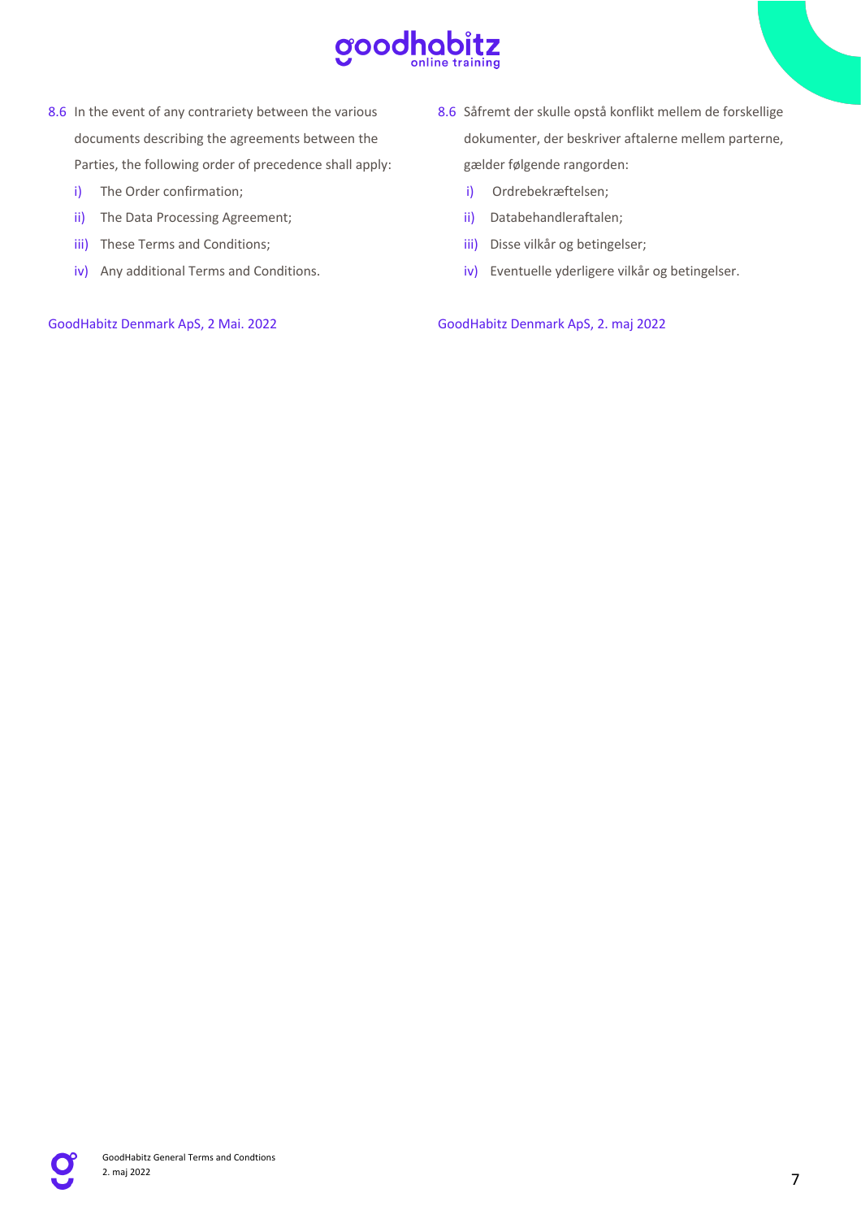8.6 In the event of any contrariety between the various documents describing the agreements between the Parties, the following order of precedence shall apply:

i) The Order confirmation;

ii) The Data Processing Agreement;

iii) These Terms and Conditions;

iv) Any additional Terms and Conditions.

GoodHabitz Denmark ApS, 2 Mai. 2022

8.6 Såfremt der skulle opstå konflikt mellem de forskellige dokumenter, der beskriver aftalerne mellem parterne, gælder følgende rangorden:

i) Ordrebekræftelsen;

ii) Databehandleraftalen;

iii) Disse vilkår og betingelser;

iv) Eventuelle yderligere vilkår og betingelser.

GoodHabitz Denmark ApS, 2. maj 2022